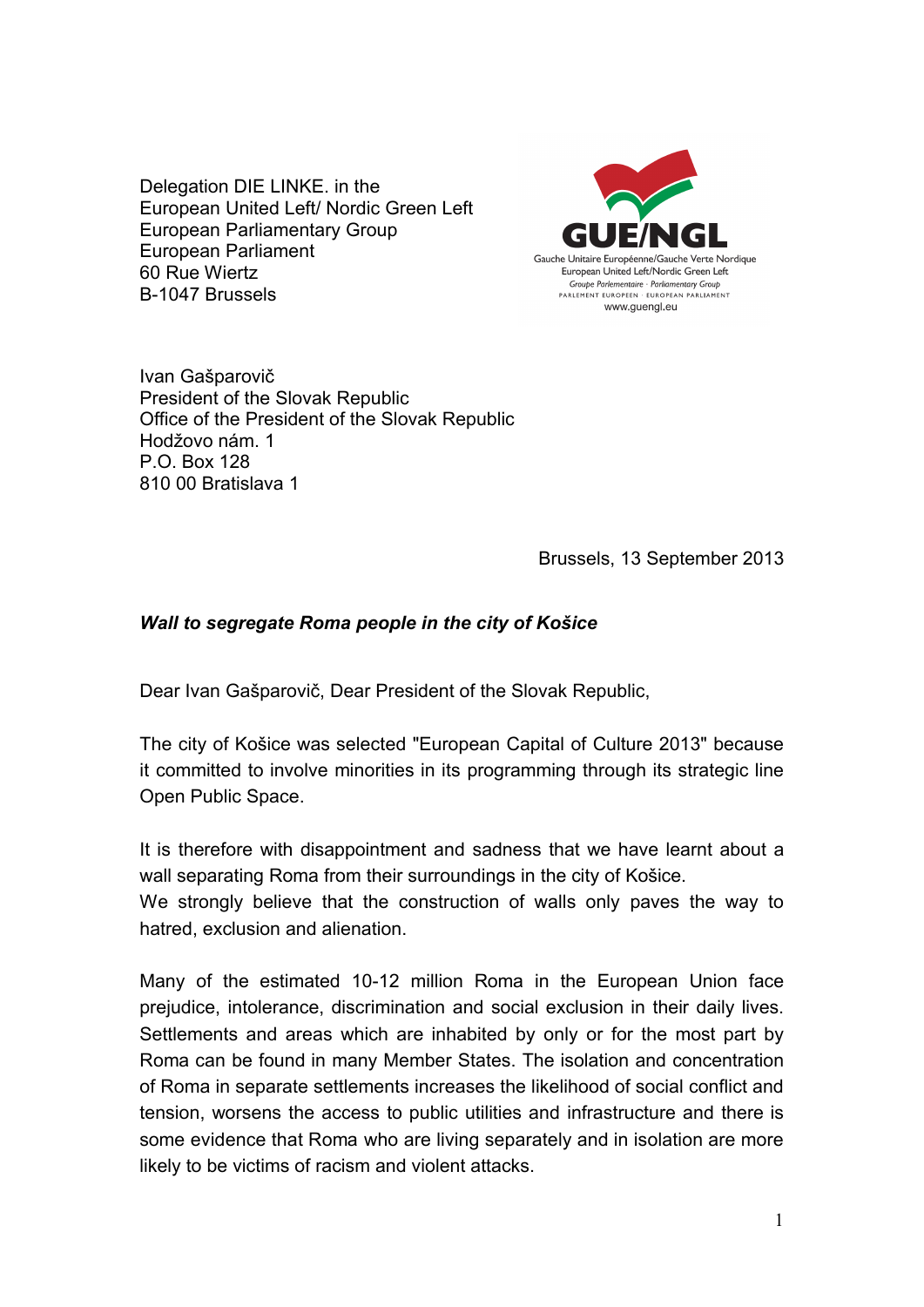Delegation DIE LINKE. in the
European United Left/ Nordic Green Left
European Parliamentary Group
European Parliament
60 Rue Wiertz
B-1047 Brussels

GUE/NGL
Gauche Unitaire Européenne/Gauche Verte Nordique
European United Left/Nordic Green Left
Groupe Parlementaire · Parliamentary Group
PARLEMENT EUROPEEN · EUROPEAN PARLIAMENT
www.guengl.eu

Ivan Gašparovič
President of the Slovak Republic
Office of the President of the Slovak Republic
Hodžovo nám. 1
P.O. Box 128
810 00 Bratislava 1

Brussels, 13 September 2013

***Wall to segregate Roma people in the city of Košice***

Dear Ivan Gašparovič, Dear President of the Slovak Republic,

The city of Košice was selected "European Capital of Culture 2013" because it committed to involve minorities in its programming through its strategic line Open Public Space.

It is therefore with disappointment and sadness that we have learnt about a wall separating Roma from their surroundings in the city of Košice.
We strongly believe that the construction of walls only paves the way to hatred, exclusion and alienation.

Many of the estimated 10-12 million Roma in the European Union face prejudice, intolerance, discrimination and social exclusion in their daily lives. Settlements and areas which are inhabited by only or for the most part by Roma can be found in many Member States. The isolation and concentration of Roma in separate settlements increases the likelihood of social conflict and tension, worsens the access to public utilities and infrastructure and there is some evidence that Roma who are living separately and in isolation are more likely to be victims of racism and violent attacks.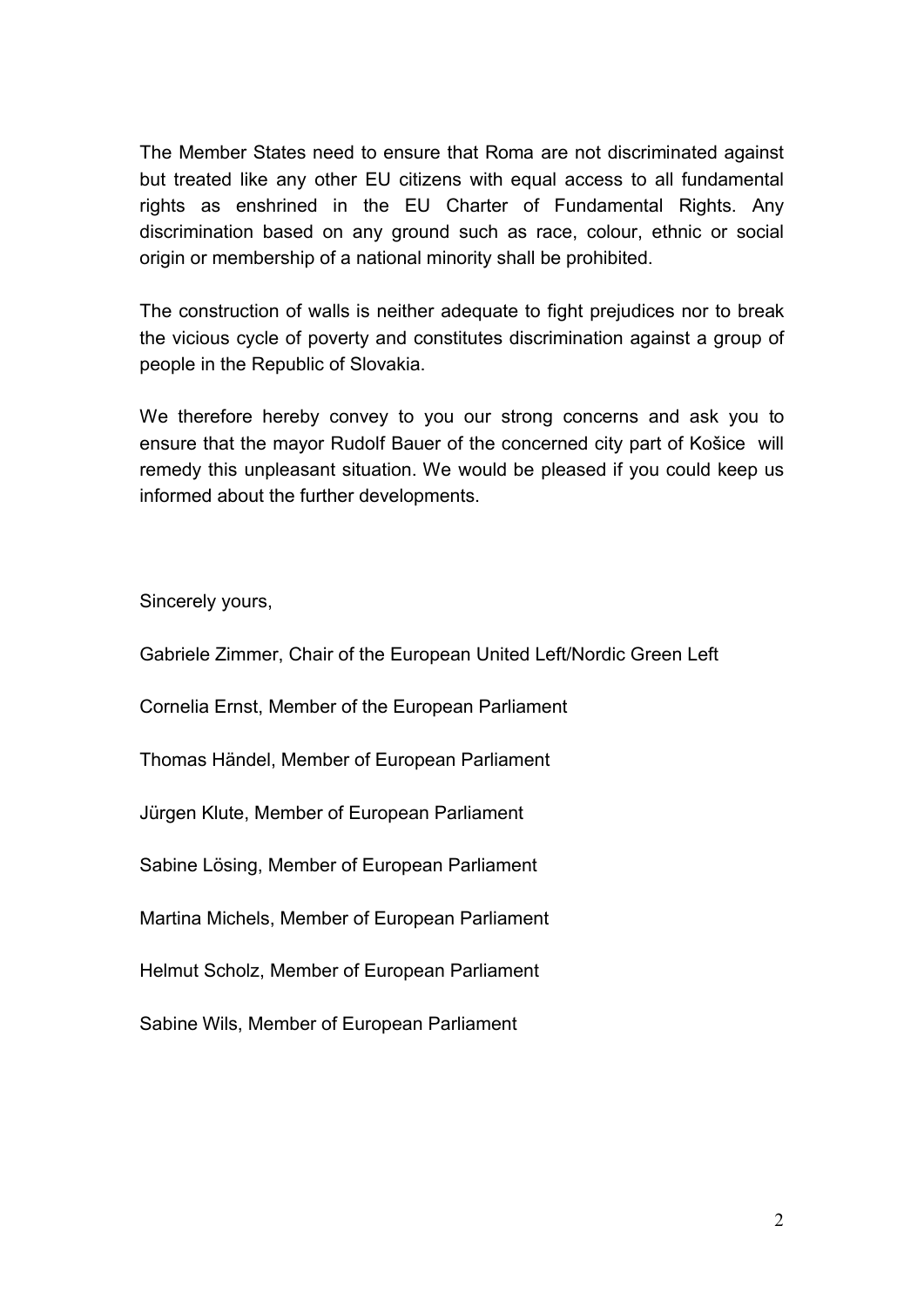The Member States need to ensure that Roma are not discriminated against but treated like any other EU citizens with equal access to all fundamental rights as enshrined in the EU Charter of Fundamental Rights. Any discrimination based on any ground such as race, colour, ethnic or social origin or membership of a national minority shall be prohibited.

The construction of walls is neither adequate to fight prejudices nor to break the vicious cycle of poverty and constitutes discrimination against a group of people in the Republic of Slovakia.

We therefore hereby convey to you our strong concerns and ask you to ensure that the mayor Rudolf Bauer of the concerned city part of Košice will remedy this unpleasant situation. We would be pleased if you could keep us informed about the further developments.

Sincerely yours,

Gabriele Zimmer, Chair of the European United Left/Nordic Green Left

Cornelia Ernst, Member of the European Parliament

Thomas Händel, Member of European Parliament

Jürgen Klute, Member of European Parliament

Sabine Lösing, Member of European Parliament

Martina Michels, Member of European Parliament

Helmut Scholz, Member of European Parliament

Sabine Wils, Member of European Parliament